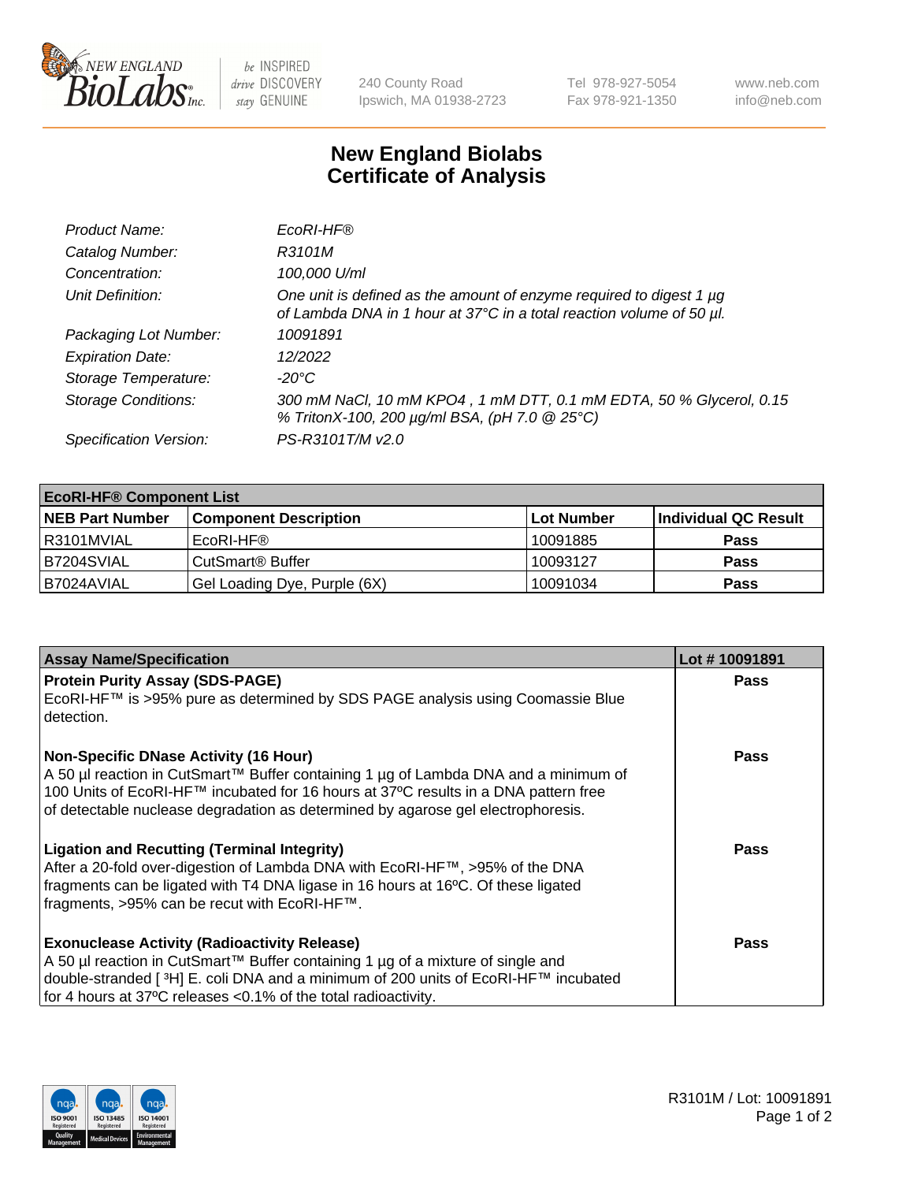# New England Biolabs
## Certificate of Analysis

| | |
|---|---|
| *Product Name:* | *EcoRI-HF®* |
| *Catalog Number:* | *R3101M* |
| *Concentration:* | *100,000 U/ml* |
| *Unit Definition:* | *One unit is defined as the amount of enzyme required to digest 1 µg of Lambda DNA in 1 hour at 37°C in a total reaction volume of 50 µl.* |
| *Packaging Lot Number:* | *10091891* |
| *Expiration Date:* | *12/2022* |
| *Storage Temperature:* | *-20°C* |
| *Storage Conditions:* | *300 mM NaCl, 10 mM KPO4 , 1 mM DTT, 0.1 mM EDTA, 50 % Glycerol, 0.15 % TritonX-100, 200 µg/ml BSA, (pH 7.0 @ 25°C)* |
| *Specification Version:* | *PS-R3101T/M v2.0* |

| **EcoRI-HF® Component List** | | | |
|---|---|---|---|
| **NEB Part Number** | **Component Description** | **Lot Number** | **Individual QC Result** |
| R3101MVIAL | EcoRI-HF® | 10091885 | **Pass** |
| B7204SVIAL | CutSmart® Buffer | 10093127 | **Pass** |
| B7024AVIAL | Gel Loading Dye, Purple (6X) | 10091034 | **Pass** |

| **Assay Name/Specification** | **Lot # 10091891** |
|---|---|
| **Protein Purity Assay (SDS-PAGE)**<br>EcoRI-HF™ is >95% pure as determined by SDS PAGE analysis using Coomassie Blue detection. | **Pass** |
| **Non-Specific DNase Activity (16 Hour)**<br>A 50 µl reaction in CutSmart™ Buffer containing 1 µg of Lambda DNA and a minimum of 100 Units of EcoRI-HF™ incubated for 16 hours at 37ºC results in a DNA pattern free of detectable nuclease degradation as determined by agarose gel electrophoresis. | **Pass** |
| **Ligation and Recutting (Terminal Integrity)**<br>After a 20-fold over-digestion of Lambda DNA with EcoRI-HF™, >95% of the DNA fragments can be ligated with T4 DNA ligase in 16 hours at 16ºC. Of these ligated fragments, >95% can be recut with EcoRI-HF™. | **Pass** |
| **Exonuclease Activity (Radioactivity Release)**<br>A 50 µl reaction in CutSmart™ Buffer containing 1 µg of a mixture of single and double-stranded [ $^{3}$H] E. coli DNA and a minimum of 200 units of EcoRI-HF™ incubated for 4 hours at 37ºC releases <0.1% of the total radioactivity. | **Pass** |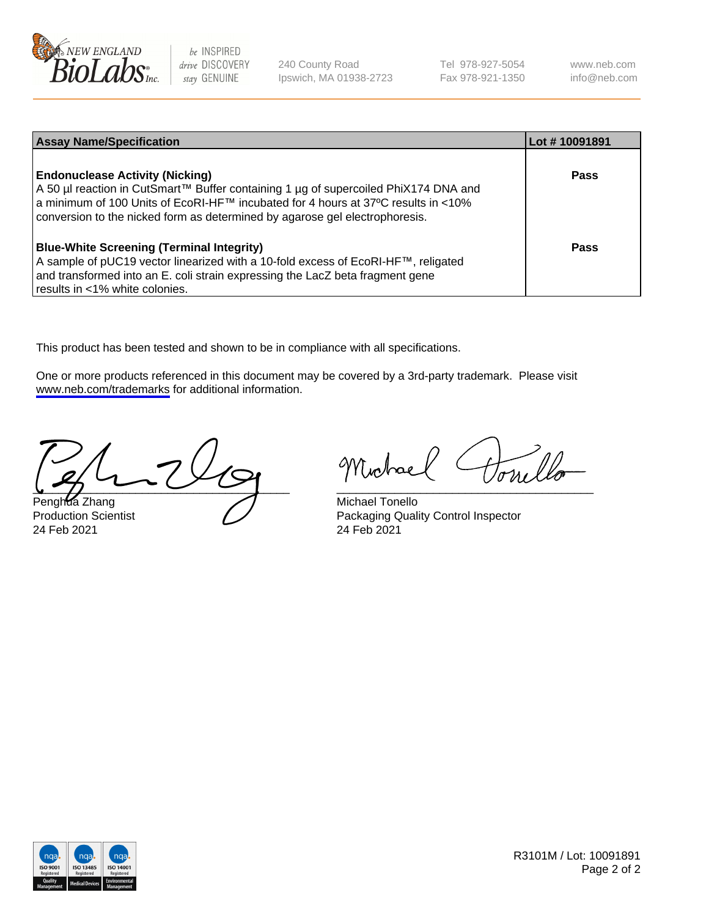NEW ENGLAND BioLabs Inc. — be INSPIRED drive DISCOVERY stay GENUINE

240 County Road
Ipswich, MA 01938-2723

Tel 978-927-5054
Fax 978-921-1350

www.neb.com
info@neb.com

| Assay Name/Specification | Lot # 10091891 |
| --- | --- |
| **Endonuclease Activity (Nicking)**<br>A 50 µl reaction in CutSmart™ Buffer containing 1 µg of supercoiled PhiX174 DNA and a minimum of 100 Units of EcoRI-HF™ incubated for 4 hours at 37ºC results in <10% conversion to the nicked form as determined by agarose gel electrophoresis. | **Pass** |
| **Blue-White Screening (Terminal Integrity)**<br>A sample of pUC19 vector linearized with a 10-fold excess of EcoRI-HF™, religated and transformed into an E. coli strain expressing the LacZ beta fragment gene results in <1% white colonies. | **Pass** |

This product has been tested and shown to be in compliance with all specifications.

One or more products referenced in this document may be covered by a 3rd-party trademark. Please visit www.neb.com/trademarks for additional information.

Penghua Zhang
Production Scientist
24 Feb 2021

Michael Tonello
Packaging Quality Control Inspector
24 Feb 2021

ISO 9001 Registered Quality Management | ISO 13485 Registered Medical Devices | ISO 14001 Registered Environmental Management

R3101M / Lot: 10091891